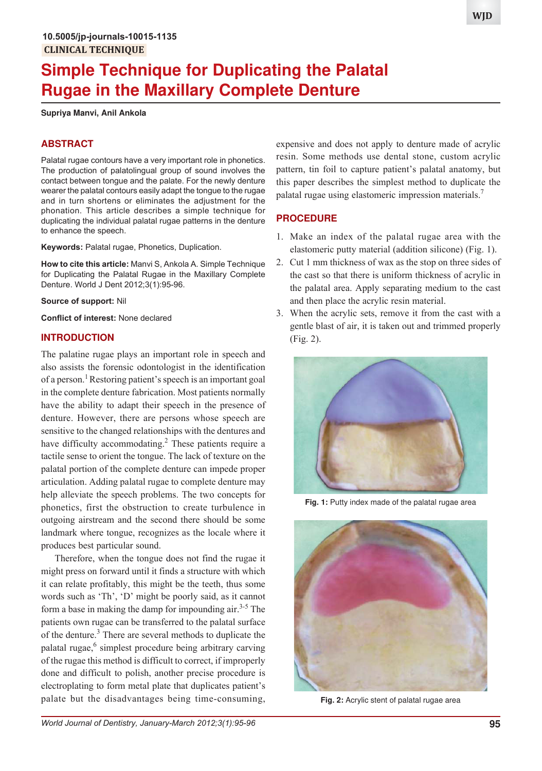10.5005/jp-journals-10015-1135

CLINICAL TECHNIQUE

# Simple Technique for Duplicating the Palatal Rugae in the Maxillary Complete Denture

**Supriya Manvi, Anil Ankola**

## ABSTRACT

Palatal rugae contours have a very important role in phonetics. The production of palatolingual group of sound involves the contact between tongue and the palate. For the newly denture wearer the palatal contours easily adapt the tongue to the rugae and in turn shortens or eliminates the adjustment for the phonation. This article describes a simple technique for duplicating the individual palatal rugae patterns in the denture to enhance the speech.

**Keywords:** Palatal rugae, Phonetics, Duplication.

**How to cite this article:** Manvi S, Ankola A. Simple Technique for Duplicating the Palatal Rugae in the Maxillary Complete Denture. World J Dent 2012;3(1):95-96.

**Source of support:** Nil

**Conflict of interest:** None declared

## INTRODUCTION

The palatine rugae plays an important role in speech and also assists the forensic odontologist in the identification of a person.[1] Restoring patient's speech is an important goal in the complete denture fabrication. Most patients normally have the ability to adapt their speech in the presence of denture. However, there are persons whose speech are sensitive to the changed relationships with the dentures and have difficulty accommodating.[2] These patients require a tactile sense to orient the tongue. The lack of texture on the palatal portion of the complete denture can impede proper articulation. Adding palatal rugae to complete denture may help alleviate the speech problems. The two concepts for phonetics, first the obstruction to create turbulence in outgoing airstream and the second there should be some landmark where tongue, recognizes as the locale where it produces best particular sound.

Therefore, when the tongue does not find the rugae it might press on forward until it finds a structure with which it can relate profitably, this might be the teeth, thus some words such as 'Th', 'D' might be poorly said, as it cannot form a base in making the damp for impounding air.[3-5] The patients own rugae can be transferred to the palatal surface of the denture.[3] There are several methods to duplicate the palatal rugae,[6] simplest procedure being arbitrary carving of the rugae this method is difficult to correct, if improperly done and difficult to polish, another precise procedure is electroplating to form metal plate that duplicates patient's palate but the disadvantages being time-consuming, expensive and does not apply to denture made of acrylic resin. Some methods use dental stone, custom acrylic pattern, tin foil to capture patient's palatal anatomy, but this paper describes the simplest method to duplicate the palatal rugae using elastomeric impression materials.[7]

## PROCEDURE

1. Make an index of the palatal rugae area with the elastomeric putty material (addition silicone) (Fig. 1).
2. Cut 1 mm thickness of wax as the stop on three sides of the cast so that there is uniform thickness of acrylic in the palatal area. Apply separating medium to the cast and then place the acrylic resin material.
3. When the acrylic sets, remove it from the cast with a gentle blast of air, it is taken out and trimmed properly (Fig. 2).

**Fig. 1:** Putty index made of the palatal rugae area

**Fig. 2:** Acrylic stent of palatal rugae area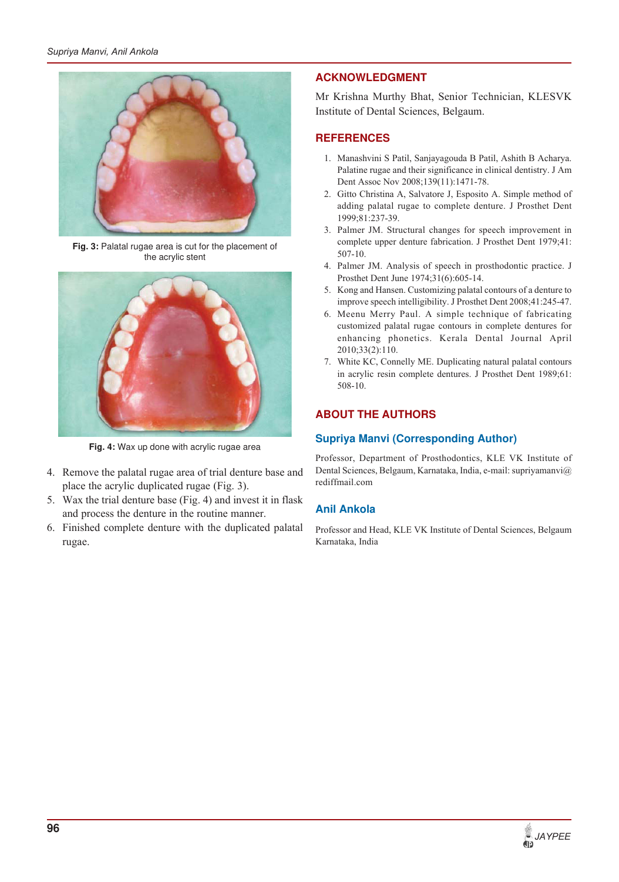Fig. 3: Palatal rugae area is cut for the placement of the acrylic stent

Fig. 4: Wax up done with acrylic rugae area

4. Remove the palatal rugae area of trial denture base and place the acrylic duplicated rugae (Fig. 3).
5. Wax the trial denture base (Fig. 4) and invest it in flask and process the denture in the routine manner.
6. Finished complete denture with the duplicated palatal rugae.

## ACKNOWLEDGMENT

Mr Krishna Murthy Bhat, Senior Technician, KLESVK Institute of Dental Sciences, Belgaum.

## REFERENCES

1. Manashvini S Patil, Sanjayagouda B Patil, Ashith B Acharya. Palatine rugae and their significance in clinical dentistry. J Am Dent Assoc Nov 2008;139(11):1471-78.
2. Gitto Christina A, Salvatore J, Esposito A. Simple method of adding palatal rugae to complete denture. J Prosthet Dent 1999;81:237-39.
3. Palmer JM. Structural changes for speech improvement in complete upper denture fabrication. J Prosthet Dent 1979;41: 507-10.
4. Palmer JM. Analysis of speech in prosthodontic practice. J Prosthet Dent June 1974;31(6):605-14.
5. Kong and Hansen. Customizing palatal contours of a denture to improve speech intelligibility. J Prosthet Dent 2008;41:245-47.
6. Meenu Merry Paul. A simple technique of fabricating customized palatal rugae contours in complete dentures for enhancing phonetics. Kerala Dental Journal April 2010;33(2):110.
7. White KC, Connelly ME. Duplicating natural palatal contours in acrylic resin complete dentures. J Prosthet Dent 1989;61: 508-10.

## ABOUT THE AUTHORS

### Supriya Manvi (Corresponding Author)

Professor, Department of Prosthodontics, KLE VK Institute of Dental Sciences, Belgaum, Karnataka, India, e-mail: supriyamanvi@rediffmail.com

### Anil Ankola

Professor and Head, KLE VK Institute of Dental Sciences, Belgaum Karnataka, India